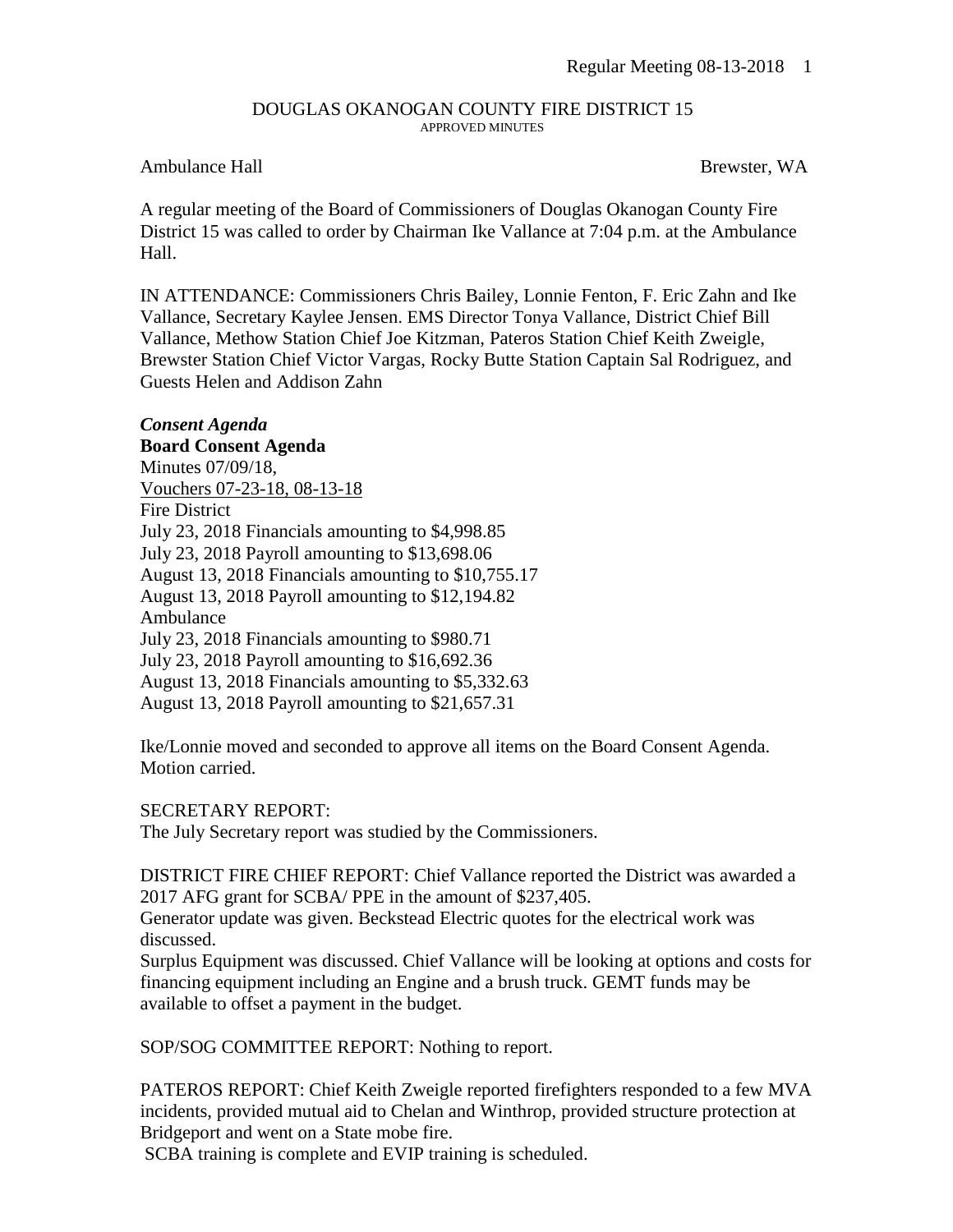DOUGLAS OKANOGAN COUNTY FIRE DISTRICT 15
APPROVED MINUTES

Ambulance Hall Brewster, WA

A regular meeting of the Board of Commissioners of Douglas Okanogan County Fire District 15 was called to order by Chairman Ike Vallance at 7:04 p.m. at the Ambulance Hall.

IN ATTENDANCE: Commissioners Chris Bailey, Lonnie Fenton, F. Eric Zahn and Ike Vallance, Secretary Kaylee Jensen. EMS Director Tonya Vallance, District Chief Bill Vallance, Methow Station Chief Joe Kitzman, Pateros Station Chief Keith Zweigle, Brewster Station Chief Victor Vargas, Rocky Butte Station Captain Sal Rodriguez, and Guests Helen and Addison Zahn

***Consent Agenda***

**Board Consent Agenda**

Minutes 07/09/18,
Vouchers 07-23-18, 08-13-18
Fire District
July 23, 2018 Financials amounting to $4,998.85
July 23, 2018 Payroll amounting to $13,698.06
August 13, 2018 Financials amounting to $10,755.17
August 13, 2018 Payroll amounting to $12,194.82
Ambulance
July 23, 2018 Financials amounting to $980.71
July 23, 2018 Payroll amounting to $16,692.36
August 13, 2018 Financials amounting to $5,332.63
August 13, 2018 Payroll amounting to $21,657.31

Ike/Lonnie moved and seconded to approve all items on the Board Consent Agenda. Motion carried.

SECRETARY REPORT:
The July Secretary report was studied by the Commissioners.

DISTRICT FIRE CHIEF REPORT: Chief Vallance reported the District was awarded a 2017 AFG grant for SCBA/ PPE in the amount of $237,405.
Generator update was given. Beckstead Electric quotes for the electrical work was discussed.
Surplus Equipment was discussed. Chief Vallance will be looking at options and costs for financing equipment including an Engine and a brush truck. GEMT funds may be available to offset a payment in the budget.

SOP/SOG COMMITTEE REPORT: Nothing to report.

PATEROS REPORT: Chief Keith Zweigle reported firefighters responded to a few MVA incidents, provided mutual aid to Chelan and Winthrop, provided structure protection at Bridgeport and went on a State mobe fire.
SCBA training is complete and EVIP training is scheduled.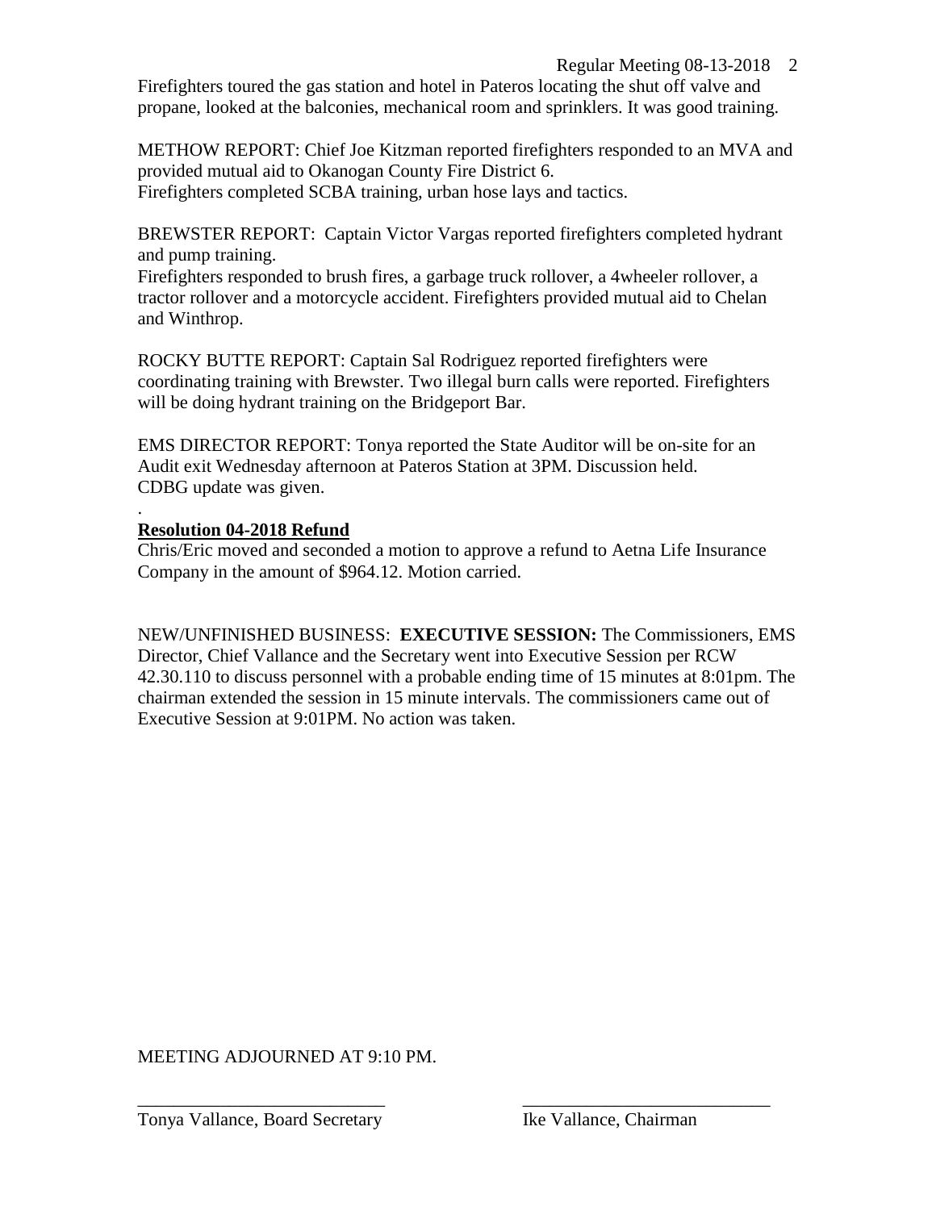Firefighters toured the gas station and hotel in Pateros locating the shut off valve and propane, looked at the balconies, mechanical room and sprinklers. It was good training.

METHOW REPORT: Chief Joe Kitzman reported firefighters responded to an MVA and provided mutual aid to Okanogan County Fire District 6.
Firefighters completed SCBA training, urban hose lays and tactics.

BREWSTER REPORT: Captain Victor Vargas reported firefighters completed hydrant and pump training.
Firefighters responded to brush fires, a garbage truck rollover, a 4wheeler rollover, a tractor rollover and a motorcycle accident. Firefighters provided mutual aid to Chelan and Winthrop.

ROCKY BUTTE REPORT: Captain Sal Rodriguez reported firefighters were coordinating training with Brewster. Two illegal burn calls were reported. Firefighters will be doing hydrant training on the Bridgeport Bar.

EMS DIRECTOR REPORT: Tonya reported the State Auditor will be on-site for an Audit exit Wednesday afternoon at Pateros Station at 3PM. Discussion held.
CDBG update was given.

.

**Resolution 04-2018 Refund**

Chris/Eric moved and seconded a motion to approve a refund to Aetna Life Insurance Company in the amount of $964.12. Motion carried.

NEW/UNFINISHED BUSINESS: **EXECUTIVE SESSION:** The Commissioners, EMS Director, Chief Vallance and the Secretary went into Executive Session per RCW 42.30.110 to discuss personnel with a probable ending time of 15 minutes at 8:01pm. The chairman extended the session in 15 minute intervals. The commissioners came out of Executive Session at 9:01PM. No action was taken.

MEETING ADJOURNED AT 9:10 PM.

___________________________ ___________________________

Tonya Vallance, Board Secretary Ike Vallance, Chairman